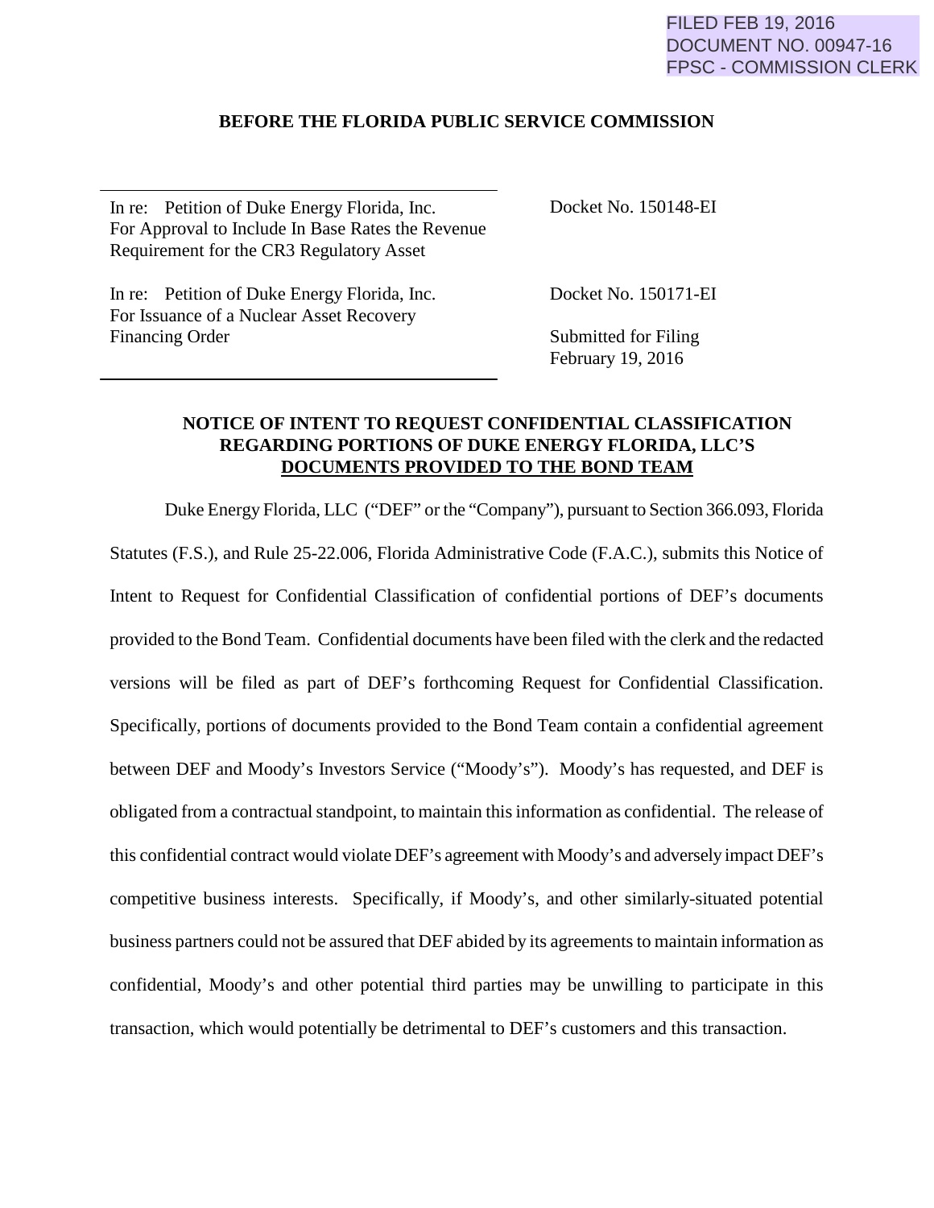FILED FEB 19, 2016
DOCUMENT NO. 00947-16
FPSC - COMMISSION CLERK

**BEFORE THE FLORIDA PUBLIC SERVICE COMMISSION**

| | |
|---|---|
| In re: Petition of Duke Energy Florida, Inc. For Approval to Include In Base Rates the Revenue Requirement for the CR3 Regulatory Asset | Docket No. 150148-EI |
| In re: Petition of Duke Energy Florida, Inc. For Issuance of a Nuclear Asset Recovery Financing Order | Docket No. 150171-EI<br>Submitted for Filing<br>February 19, 2016 |

**NOTICE OF INTENT TO REQUEST CONFIDENTIAL CLASSIFICATION REGARDING PORTIONS OF DUKE ENERGY FLORIDA, LLC'S DOCUMENTS PROVIDED TO THE BOND TEAM**

Duke Energy Florida, LLC ("DEF" or the "Company"), pursuant to Section 366.093, Florida Statutes (F.S.), and Rule 25-22.006, Florida Administrative Code (F.A.C.), submits this Notice of Intent to Request for Confidential Classification of confidential portions of DEF's documents provided to the Bond Team. Confidential documents have been filed with the clerk and the redacted versions will be filed as part of DEF's forthcoming Request for Confidential Classification. Specifically, portions of documents provided to the Bond Team contain a confidential agreement between DEF and Moody's Investors Service ("Moody's"). Moody's has requested, and DEF is obligated from a contractual standpoint, to maintain this information as confidential. The release of this confidential contract would violate DEF's agreement with Moody's and adversely impact DEF's competitive business interests. Specifically, if Moody's, and other similarly-situated potential business partners could not be assured that DEF abided by its agreements to maintain information as confidential, Moody's and other potential third parties may be unwilling to participate in this transaction, which would potentially be detrimental to DEF's customers and this transaction.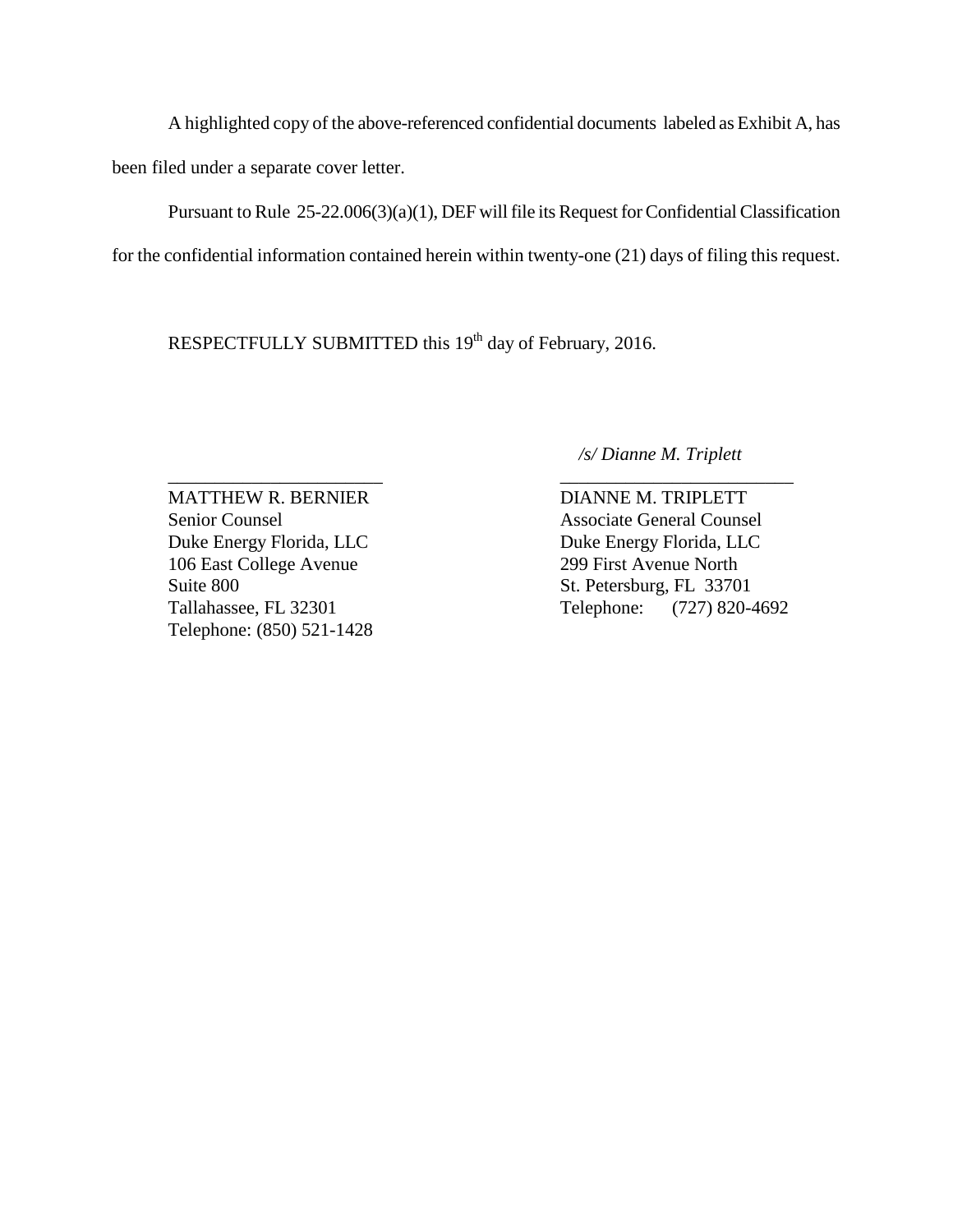A highlighted copy of the above-referenced confidential documents labeled as Exhibit A, has been filed under a separate cover letter.

Pursuant to Rule 25-22.006(3)(a)(1), DEF will file its Request for Confidential Classification for the confidential information contained herein within twenty-one (21) days of filing this request.

RESPECTFULLY SUBMITTED this 19th day of February, 2016.

*/s/ Dianne M. Triplett*

\_\_\_\_\_\_\_\_\_\_\_\_\_\_\_\_\_\_\_\_\_\_\_\_
MATTHEW R. BERNIER
Senior Counsel
Duke Energy Florida, LLC
106 East College Avenue
Suite 800
Tallahassee, FL 32301
Telephone: (850) 521-1428

\_\_\_\_\_\_\_\_\_\_\_\_\_\_\_\_\_\_\_\_\_\_\_\_\_\_
DIANNE M. TRIPLETT
Associate General Counsel
Duke Energy Florida, LLC
299 First Avenue North
St. Petersburg, FL 33701
Telephone: (727) 820-4692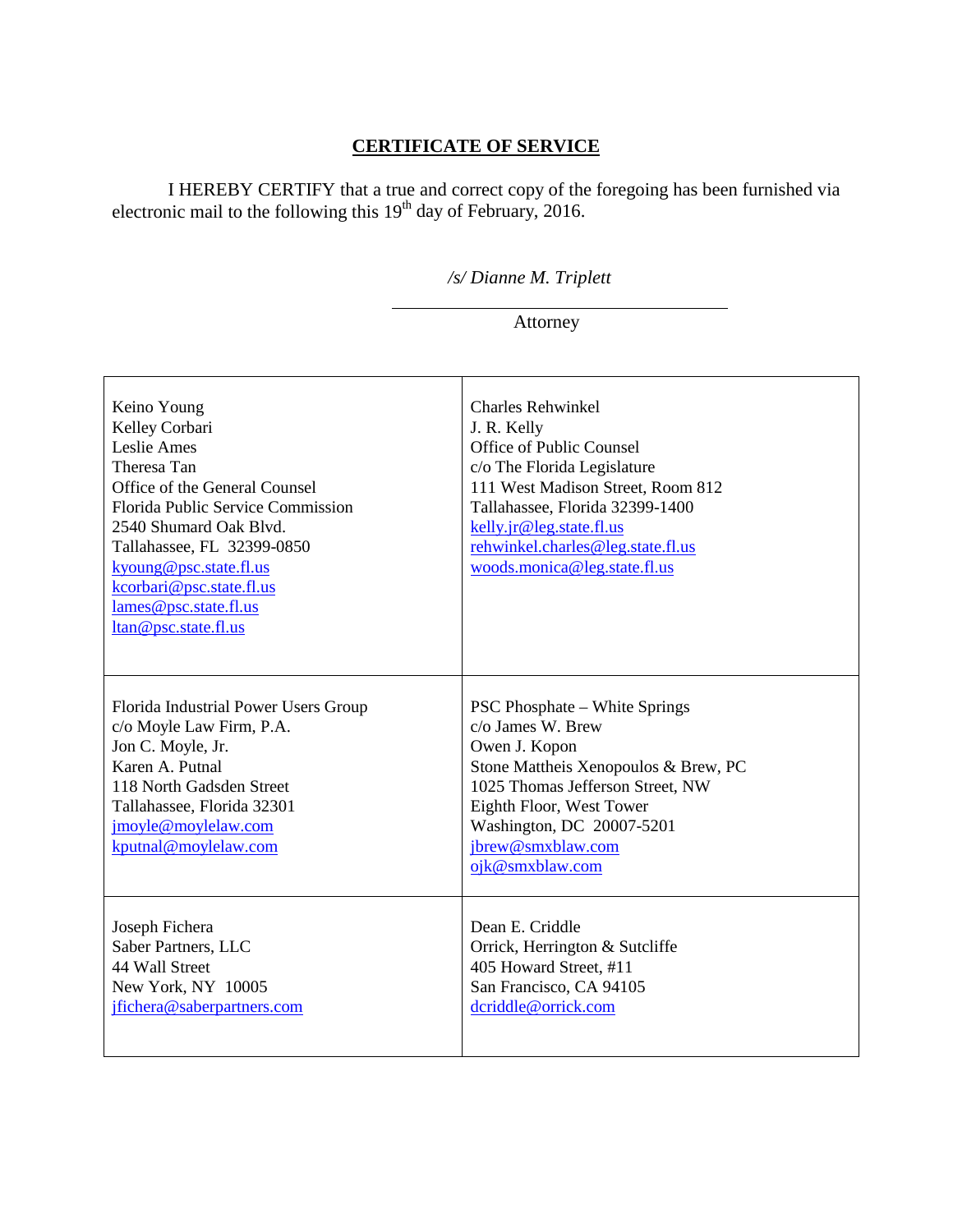## CERTIFICATE OF SERVICE

I HEREBY CERTIFY that a true and correct copy of the foregoing has been furnished via electronic mail to the following this 19th day of February, 2016.

*/s/ Dianne M. Triplett*

Attorney

| | |
|---|---|
| Keino Young<br>Kelley Corbari<br>Leslie Ames<br>Theresa Tan<br>Office of the General Counsel<br>Florida Public Service Commission<br>2540 Shumard Oak Blvd.<br>Tallahassee, FL 32399-0850<br>kyoung@psc.state.fl.us<br>kcorbari@psc.state.fl.us<br>lames@psc.state.fl.us<br>ltan@psc.state.fl.us | Charles Rehwinkel<br>J. R. Kelly<br>Office of Public Counsel<br>c/o The Florida Legislature<br>111 West Madison Street, Room 812<br>Tallahassee, Florida 32399-1400<br>kelly.jr@leg.state.fl.us<br>rehwinkel.charles@leg.state.fl.us<br>woods.monica@leg.state.fl.us |
| Florida Industrial Power Users Group<br>c/o Moyle Law Firm, P.A.<br>Jon C. Moyle, Jr.<br>Karen A. Putnal<br>118 North Gadsden Street<br>Tallahassee, Florida 32301<br>jmoyle@moylelaw.com<br>kputnal@moylelaw.com | PSC Phosphate – White Springs<br>c/o James W. Brew<br>Owen J. Kopon<br>Stone Mattheis Xenopoulos & Brew, PC<br>1025 Thomas Jefferson Street, NW<br>Eighth Floor, West Tower<br>Washington, DC 20007-5201<br>jbrew@smxblaw.com<br>ojk@smxblaw.com |
| Joseph Fichera<br>Saber Partners, LLC<br>44 Wall Street<br>New York, NY 10005<br>jfichera@saberpartners.com | Dean E. Criddle<br>Orrick, Herrington & Sutcliffe<br>405 Howard Street, #11<br>San Francisco, CA 94105<br>dcriddle@orrick.com |